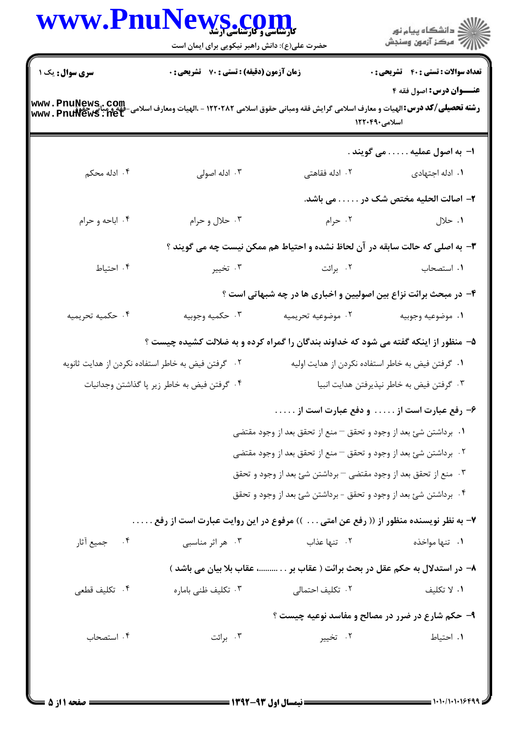**سری سوال:** یک ۱

**زمان آزمون (دقیقه) : تستی : ۷۰ تشریحی : ۰**

**تعداد سوالات : تستی : ۴۰ تشریحی : ۰**

**عنـــوان درس:** اصول فقه ۴

**رشته تحصیلی/کد درس:** الهیات و معارف اسلامی گرایش فقه ومبانی حقوق اسلامی ۱۲۲۰۲۸۲ - ،الهیات ومعارف اسلامی-فقه و مبانی حقوق اسلامی۱۲۲۰۴۹۰

۱- به اصول عملیه ..... می گویند .

۱. ادله اجتهادی
۲. ادله فقاهتی
۳. ادله اصولی
۴. ادله محکم

۲- اصالت الحلیه مختص شک در ..... می باشد.

۱. حلال
۲. حرام
۳. حلال و حرام
۴. اباحه و حرام

۳- به اصلی که حالت سابقه در آن لحاظ نشده و احتیاط هم ممکن نیست چه می گویند ؟

۱. استصحاب
۲. برائت
۳. تخییر
۴. احتیاط

۴- در مبحث برائت نزاع بین اصولیین و اخباری ها در چه شبهاتی است ؟

۱. موضوعیه وجوبیه
۲. موضوعیه تحریمیه
۳. حکمیه وجوبیه
۴. حکمیه تحریمیه

۵- منظور از اینکه گفته می شود که خداوند بندگان را گمراه کرده و به ضلالت کشیده چیست ؟

۱. گرفتن فیض به خاطر استفاده نکردن از هدایت اولیه
۲. گرفتن فیض به خاطر استفاده نکردن از هدایت ثانویه
۳. گرفتن فیض به خاطر نپذیرفتن هدایت انبیا
۴. گرفتن فیض به خاطر زیر پا گذاشتن وجدانیات

۶- رفع عبارت است از ..... و دفع عبارت است از .....

۱. برداشتن شئ بعد از وجود و تحقق – منع از تحقق بعد از وجود مقتضی
۲. برداشتن شئ بعد از وجود و تحقق – منع از تحقق بعد از وجود مقتضی
۳. منع از تحقق بعد از وجود مقتضی – برداشتن شئ بعد از وجود و تحقق
۴. برداشتن شئ بعد از وجود و تحقق - برداشتن شئ بعد از وجود و تحقق

۷- به نظر نویسنده منظور از (( رفع عن امتی ... )) مرفوع در این روایت عبارت است از رفع .....

۱. تنها مواخذه
۲. تنها عذاب
۳. هر اثر مناسبی
۴. جمیع آثار

۸- در استدلال به حکم عقل در بحث برائت ( عقاب بر . . ........، عقاب بلا بیان می باشد )

۱. لا تکلیف
۲. تکلیف احتمالی
۳. تکلیف ظنی باماره
۴. تکلیف قطعی

۹- حکم شارع در ضرر در مصالح و مفاسد نوعیه چیست ؟

۱. احتیاط
۲. تخییر
۳. برائت
۴. استصحاب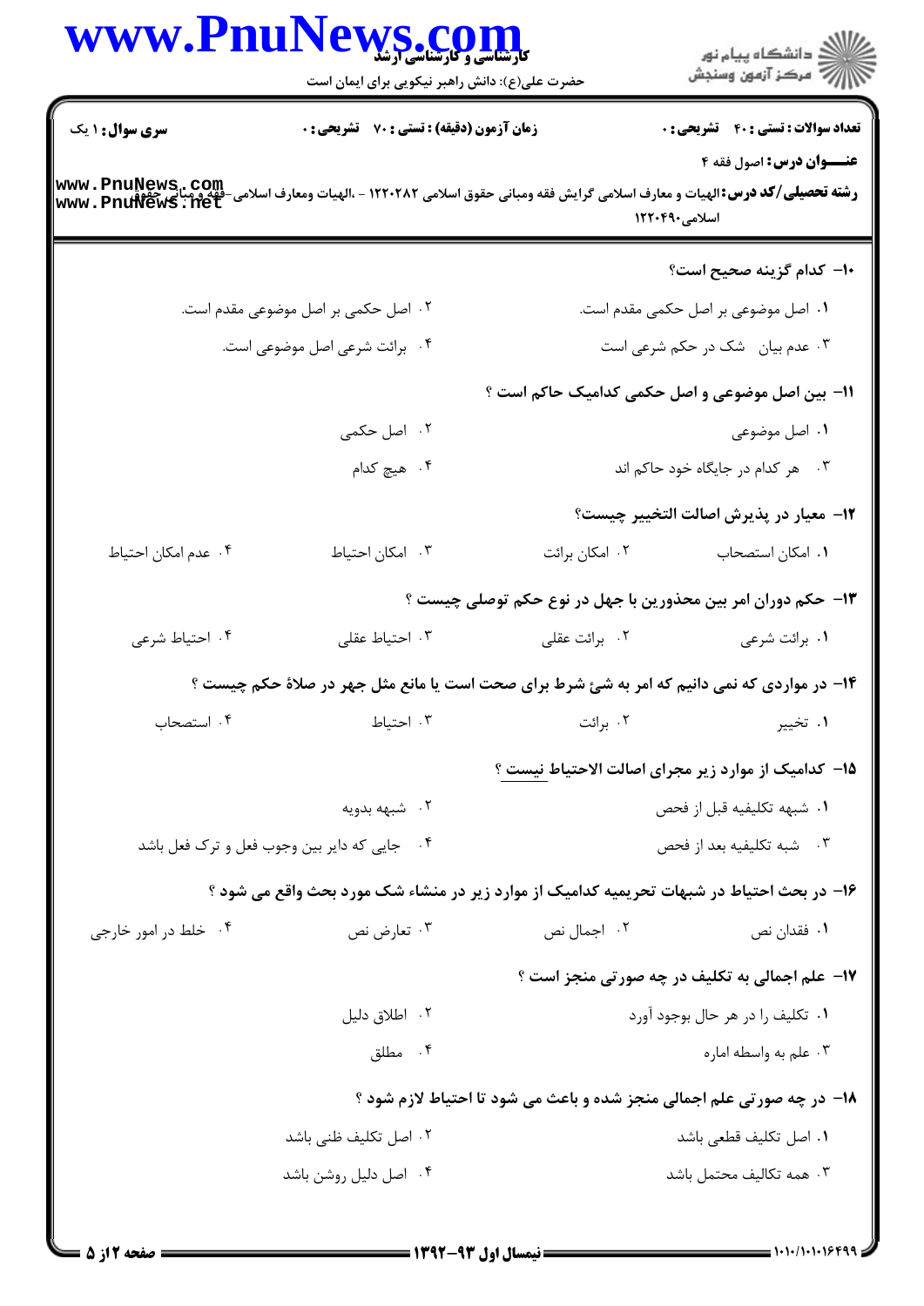۱۰- کدام گزینه صحیح است؟

۱. اصل موضوعی بر اصل حکمی مقدم است.

۲. اصل حکمی بر اصل موضوعی مقدم است.

۳. عدم بیان شک در حکم شرعی است

۴. برائت شرعی اصل موضوعی است.

۱۱- بین اصل موضوعی و اصل حکمی کدامیک حاکم است ؟

۱. اصل موضوعی

۲. اصل حکمی

۳. هر کدام در جایگاه خود حاکم اند

۴. هیچ کدام

۱۲- معیار در پذیرش اصالت التخییر چیست؟

۱. امکان استصحاب

۲. امکان برائت

۳. امکان احتیاط

۴. عدم امکان احتیاط

۱۳- حکم دوران امر بین محذورین با جهل در نوع حکم توصلی چیست ؟

۱. برائت شرعی

۲. برائت عقلی

۳. احتیاط عقلی

۴. احتیاط شرعی

۱۴- در مواردی که نمی دانیم که امر به شئ شرط برای صحت است یا مانع مثل جهر در صلاة حکم چیست ؟

۱. تخییر

۲. برائت

۳. احتیاط

۴. استصحاب

۱۵- کدامیک از موارد زیر مجرای اصالت الاحتیاط نیست ؟

۱. شبهه تکلیفیه قبل از فحص

۲. شبهه بدویه

۳. شبه تکلیفیه بعد از فحص

۴. جایی که دایر بین وجوب فعل و ترک فعل باشد

۱۶- در بحث احتیاط در شبهات تحریمیه کدامیک از موارد زیر در منشاء شک مورد بحث واقع می شود ؟

۱. فقدان نص

۲. اجمال نص

۳. تعارض نص

۴. خلط در امور خارجی

۱۷- علم اجمالی به تکلیف در چه صورتی منجز است ؟

۱. تکلیف را در هر حال بوجود آورد

۲. اطلاق دلیل

۳. علم به واسطه اماره

۴. مطلق

۱۸- در چه صورتی علم اجمالی منجز شده و باعث می شود تا احتیاط لازم شود ؟

۱. اصل تکلیف قطعی باشد

۲. اصل تکلیف ظنی باشد

۳. همه تکالیف محتمل باشد

۴. اصل دلیل روشن باشد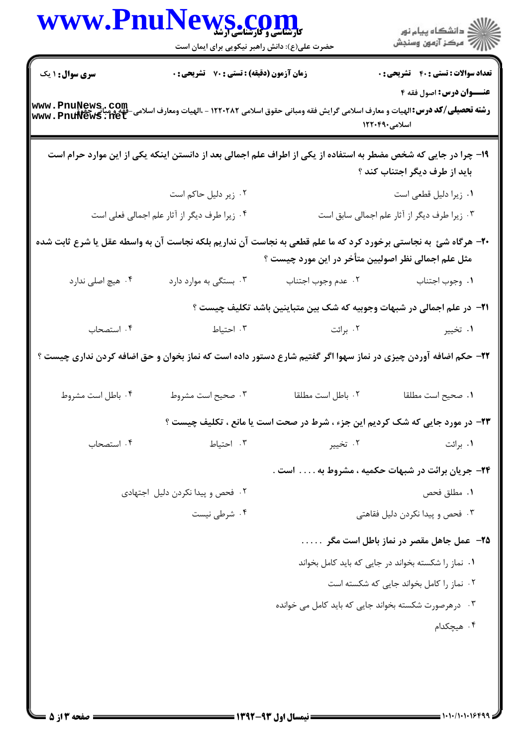**سری سوال:** ۱ یک | **زمان آزمون (دقیقه) : تستی :** ۷۰ **تشریحی :** ۰ | **تعداد سوالات : تستی :** ۴۰ **تشریحی :** ۰

**عنـــوان درس:** اصول فقه ۴

**رشته تحصیلی/کد درس:** الهیات و معارف اسلامی گرایش فقه ومبانی حقوق اسلامی ۱۲۲۰۲۸۲ - ،الهیات ومعارف اسلامی-فقه و مبانی حقوق اسلامی۱۲۲۰۴۹۰

---

**۱۹-** چرا در جایی که شخص مضطر به استفاده از یکی از اطراف علم اجمالی بعد از دانستن اینکه یکی از این موارد حرام است باید از طرف دیگر اجتناب کند ؟

۱. زیرا دلیل قطعی است

۲. زیر دلیل حاکم است

۳. زیرا طرف دیگر از آثار علم اجمالی سابق است

۴. زیرا طرف دیگر از آثار علم اجمالی فعلی است

**۲۰-** هرگاه شئ به نجاستی برخورد کرد که ما علم قطعی به نجاست آن نداریم بلکه نجاست آن به واسطه عقل یا شرع ثابت شده مثل علم اجمالی نظر اصولیین متأخر در این مورد چیست ؟

۱. وجوب اجتناب

۲. عدم وجوب اجتناب

۳. بستگی به موارد دارد

۴. هیچ اصلی ندارد

**۲۱-** در علم اجمالی در شبهات وجوبیه که شک بین متباینین باشد تکلیف چیست ؟

۱. تخییر

۲. برائت

۳. احتیاط

۴. استصحاب

**۲۲-** حکم اضافه آوردن چیزی در نماز سهوا اگر گفتیم شارع دستور داده است که نماز بخوان و حق اضافه کردن نداری چیست ؟

۱. صحیح است مطلقا

۲. باطل است مطلقا

۳. صحیح است مشروط

۴. باطل است مشروط

**۲۳-** در مورد جایی که شک کردیم این جزء ، شرط در صحت است یا مانع ، تکلیف چیست ؟

۱. برائت

۲. تخییر

۳. احتیاط

۴. استصحاب

**۲۴-** جریان برائت در شبهات حکمیه ، مشروط به .... است .

۱. مطلق فحص

۲. فحص و پیدا نکردن دلیل اجتهادی

۳. فحص و پیدا نکردن دلیل فقاهتی

۴. شرطی نیست

**۲۵-** عمل جاهل مقصر در نماز باطل است مگر .....

۱. نماز را شکسته بخواند در جایی که باید کامل بخواند

۲. نماز را کامل بخواند جایی که شکسته است

۳. درهرصورت شکسته بخواند جایی که باید کامل می خوانده

۴. هیچکدام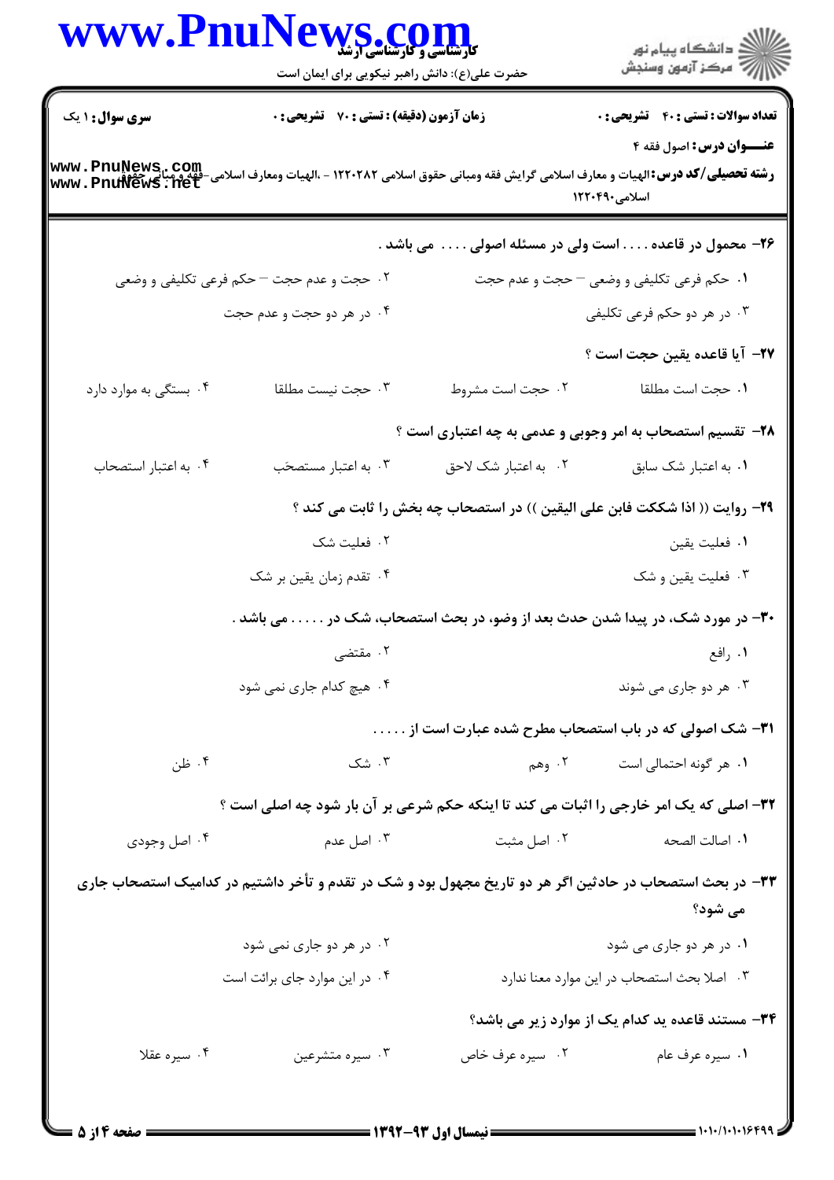**سری سوال:** ۱ یک | **زمان آزمون (دقیقه) : تستی :** ۷۰ **تشریحی :** ۰ | **تعداد سوالات : تستی :** ۴۰ **تشریحی :** ۰

**عنـــوان درس:** اصول فقه ۴

**رشته تحصیلی/کد درس:** الهیات و معارف اسلامی گرایش فقه ومبانی حقوق اسلامی ۱۲۲۰۲۸۲ - ،الهیات ومعارف اسلامی-فقه و مبانی حقوق اسلامی۱۲۲۰۴۹۰

---

**۲۶- محمول در قاعده . . . . است ولی در مسئله اصولی . . . . می باشد .**

۱. حکم فرعی تکلیفی و وضعی – حجت و عدم حجت

۲. حجت و عدم حجت – حکم فرعی تکلیفی و وضعی

۳. در هر دو حکم فرعی تکلیفی

۴. در هر دو حجت و عدم حجت

**۲۷- آیا قاعده یقین حجت است ؟**

۱. حجت است مطلقا

۲. حجت است مشروط

۳. حجت نیست مطلقا

۴. بستگی به موارد دارد

**۲۸- تقسیم استصحاب به امر وجوبی و عدمی به چه اعتباری است ؟**

۱. به اعتبار شک سابق

۲. به اعتبار شک لاحق

۳. به اعتبار مستصحَب

۴. به اعتبار استصحاب

**۲۹- روایت (( اذا شککت فابن علی الیقین )) در استصحاب چه بخش را ثابت می کند ؟**

۱. فعلیت یقین

۲. فعلیت شک

۳. فعلیت یقین و شک

۴. تقدم زمان یقین بر شک

**۳۰- در مورد شک، در پیدا شدن حدث بعد از وضو، در بحث استصحاب، شک در . . . . . می باشد .**

۱. رافع

۲. مقتضی

۳. هر دو جاری می شوند

۴. هیچ کدام جاری نمی شود

**۳۱- شک اصولی که در باب استصحاب مطرح شده عبارت است از . . . . .**

۱. هر گونه احتمالی است

۲. وهم

۳. شک

۴. ظن

**۳۲- اصلی که یک امر خارجی را اثبات می کند تا اینکه حکم شرعی بر آن بار شود چه اصلی است ؟**

۱. اصالت الصحه

۲. اصل مثبت

۳. اصل عدم

۴. اصل وجودی

**۳۳- در بحث استصحاب در حادثین اگر هر دو تاریخ مجهول بود و شک در تقدم و تأخر داشتیم در کدامیک استصحاب جاری می شود؟**

۱. در هر دو جاری می شود

۲. در هر دو جاری نمی شود

۳. اصلا بحث استصحاب در این موارد معنا ندارد

۴. در این موارد جای برائت است

**۳۴- مستند قاعده ید کدام یک از موارد زیر می باشد؟**

۱. سیره عرف عام

۲. سیره عرف خاص

۳. سیره متشرعین

۴. سیره عقلا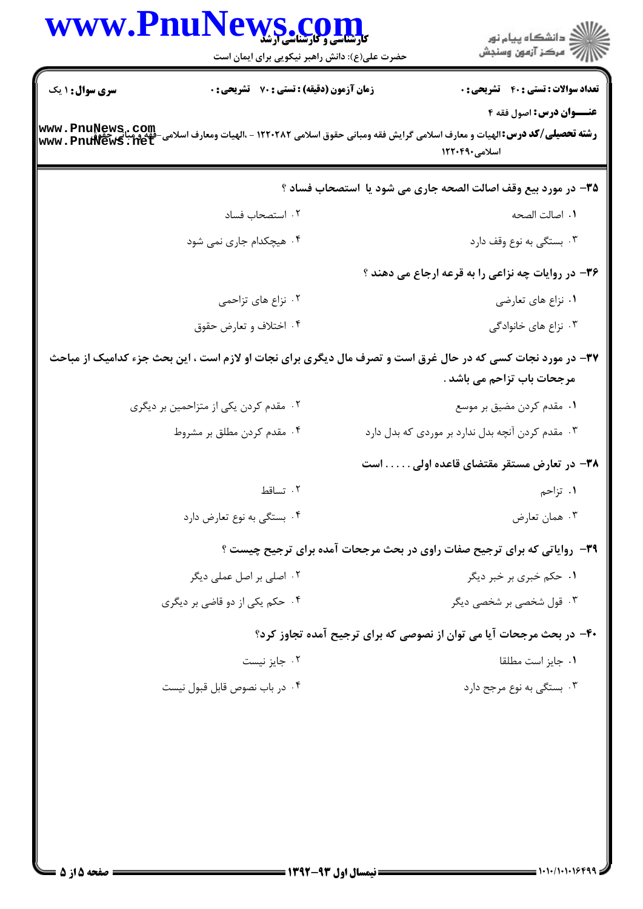**سری سوال:** ۱ یک | **زمان آزمون (دقیقه) : تستی :** ۷۰ **تشریحی :** ۰ | **تعداد سوالات : تستی :** ۴۰ **تشریحی :** ۰

**عنـــوان درس:** اصول فقه ۴

**رشته تحصیلی/کد درس:** الهیات و معارف اسلامی گرایش فقه ومبانی حقوق اسلامی ۱۲۲۰۲۸۲ - ،الهیات ومعارف اسلامی-فقه و مبانی حقوق اسلامی۱۲۲۰۴۹۰

**۳۵-** در مورد بیع وقف اصالت الصحه جاری می شود یا استصحاب فساد ؟

۱. اصالت الصحه

۲. استصحاب فساد

۳. بستگی به نوع وقف دارد

۴. هیچکدام جاری نمی شود

**۳۶-** در روایات چه نزاعی را به قرعه ارجاع می دهند ؟

۱. نزاع های تعارضی

۲. نزاع های تزاحمی

۳. نزاع های خانوادگی

۴. اختلاف و تعارض حقوق

**۳۷-** در مورد نجات کسی که در حال غرق است و تصرف مال دیگری برای نجات او لازم است ، این بحث جزء کدامیک از مباحث مرجحات باب تزاحم می باشد .

۱. مقدم کردن مضیق بر موسع

۲. مقدم کردن یکی از متزاحمین بر دیگری

۳. مقدم کردن آنچه بدل ندارد بر موردی که بدل دارد

۴. مقدم کردن مطلق بر مشروط

**۳۸-** در تعارض مستقر مقتضای قاعده اولی ..... است

۱. تزاحم

۲. تساقط

۳. همان تعارض

۴. بستگی به نوع تعارض دارد

**۳۹-** روایاتی که برای ترجیح صفات راوی در بحث مرجحات آمده برای ترجیح چیست ؟

۱. حکم خبری بر خبر دیگر

۲. اصلی بر اصل عملی دیگر

۳. قول شخصی بر شخصی دیگر

۴. حکم یکی از دو قاضی بر دیگری

**۴۰-** در بحث مرجحات آیا می توان از نصوصی که برای ترجیح آمده تجاوز کرد؟

۱. جایز است مطلقا

۲. جایز نیست

۳. بستگی به نوع مرجح دارد

۴. در باب نصوص قابل قبول نیست